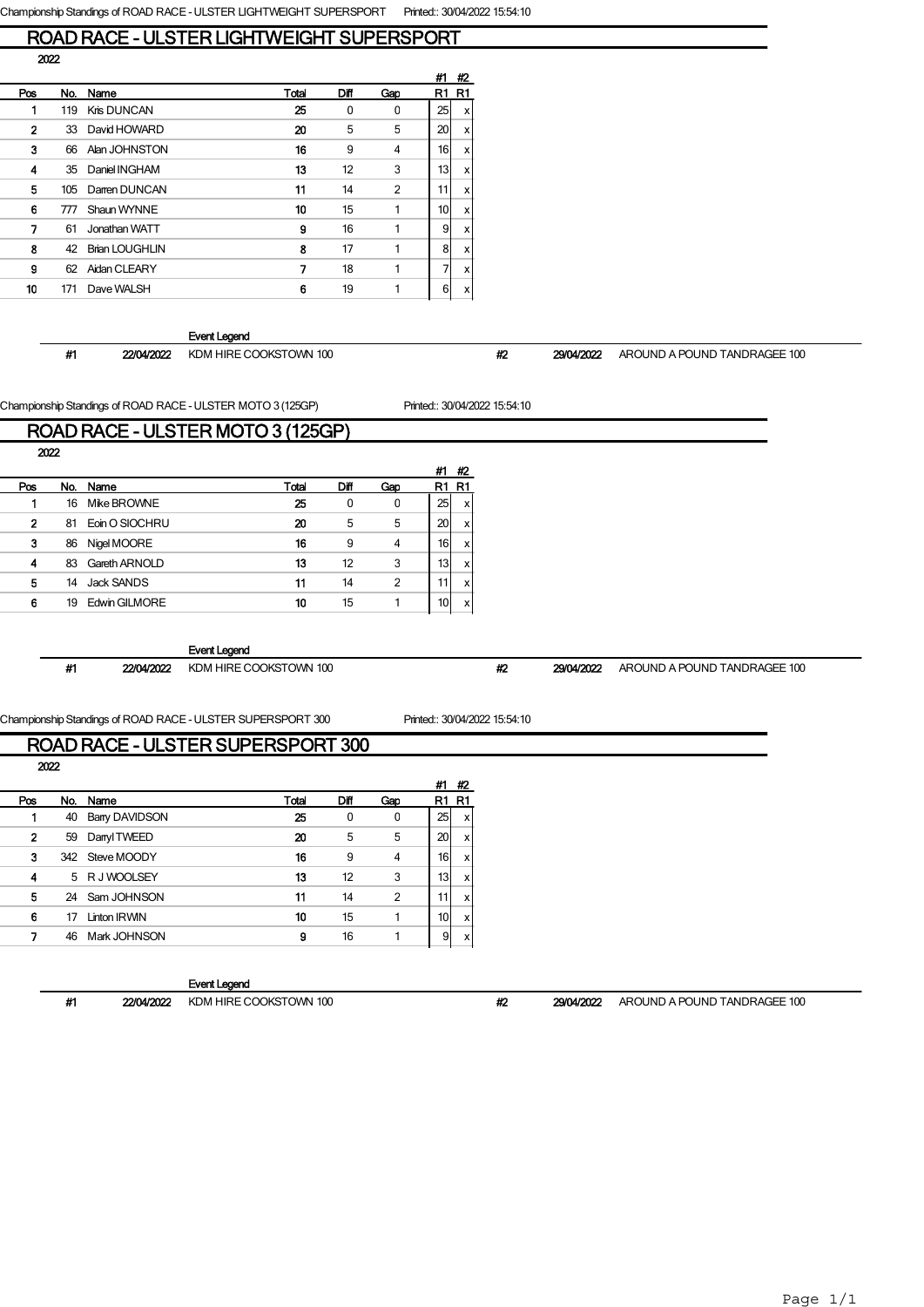Championship Standings of ROAD RACE - ULSTER LIGHTWEIGHT SUPERSPORT    Printed:: 30/04/2022 15:54:10

# ROAD RACE - ULSTER LIGHTWEIGHT SUPERSPORT

2022

| Pos | No. | Name | Total | Diff | Gap | #1 R1 | #2 R1 |
|---|---|---|---|---|---|---|---|
| 1 | 119 | Kris DUNCAN | 25 | 0 | 0 | 25 | x |
| 2 | 33 | David HOWARD | 20 | 5 | 5 | 20 | x |
| 3 | 66 | Alan JOHNSTON | 16 | 9 | 4 | 16 | x |
| 4 | 35 | Daniel INGHAM | 13 | 12 | 3 | 13 | x |
| 5 | 105 | Darren DUNCAN | 11 | 14 | 2 | 11 | x |
| 6 | 777 | Shaun WYNNE | 10 | 15 | 1 | 10 | x |
| 7 | 61 | Jonathan WATT | 9 | 16 | 1 | 9 | x |
| 8 | 42 | Brian LOUGHLIN | 8 | 17 | 1 | 8 | x |
| 9 | 62 | Aidan CLEARY | 7 | 18 | 1 | 7 | x |
| 10 | 171 | Dave WALSH | 6 | 19 | 1 | 6 | x |

Event Legend

| # | Date | Event | # | Date | Event |
|---|---|---|---|---|---|
| #1 | 22/04/2022 | KDM HIRE COOKSTOWN 100 | #2 | 29/04/2022 | AROUND A POUND TANDRAGEE 100 |

Championship Standings of ROAD RACE - ULSTER MOTO 3 (125GP)    Printed:: 30/04/2022 15:54:10

# ROAD RACE - ULSTER MOTO 3 (125GP)

2022

| Pos | No. | Name | Total | Diff | Gap | #1 R1 | #2 R1 |
|---|---|---|---|---|---|---|---|
| 1 | 16 | Mike BROWNE | 25 | 0 | 0 | 25 | x |
| 2 | 81 | Eoin O SIOCHRU | 20 | 5 | 5 | 20 | x |
| 3 | 86 | Nigel MOORE | 16 | 9 | 4 | 16 | x |
| 4 | 83 | Gareth ARNOLD | 13 | 12 | 3 | 13 | x |
| 5 | 14 | Jack SANDS | 11 | 14 | 2 | 11 | x |
| 6 | 19 | Edwin GILMORE | 10 | 15 | 1 | 10 | x |

Event Legend

| # | Date | Event | # | Date | Event |
|---|---|---|---|---|---|
| #1 | 22/04/2022 | KDM HIRE COOKSTOWN 100 | #2 | 29/04/2022 | AROUND A POUND TANDRAGEE 100 |

Championship Standings of ROAD RACE - ULSTER SUPERSPORT 300    Printed:: 30/04/2022 15:54:10

# ROAD RACE - ULSTER SUPERSPORT 300

2022

| Pos | No. | Name | Total | Diff | Gap | #1 R1 | #2 R1 |
|---|---|---|---|---|---|---|---|
| 1 | 40 | Barry DAVIDSON | 25 | 0 | 0 | 25 | x |
| 2 | 59 | Darryl TWEED | 20 | 5 | 5 | 20 | x |
| 3 | 342 | Steve MOODY | 16 | 9 | 4 | 16 | x |
| 4 | 5 | R J WOOLSEY | 13 | 12 | 3 | 13 | x |
| 5 | 24 | Sam JOHNSON | 11 | 14 | 2 | 11 | x |
| 6 | 17 | Linton IRWIN | 10 | 15 | 1 | 10 | x |
| 7 | 46 | Mark JOHNSON | 9 | 16 | 1 | 9 | x |

Event Legend

| # | Date | Event | # | Date | Event |
|---|---|---|---|---|---|
| #1 | 22/04/2022 | KDM HIRE COOKSTOWN 100 | #2 | 29/04/2022 | AROUND A POUND TANDRAGEE 100 |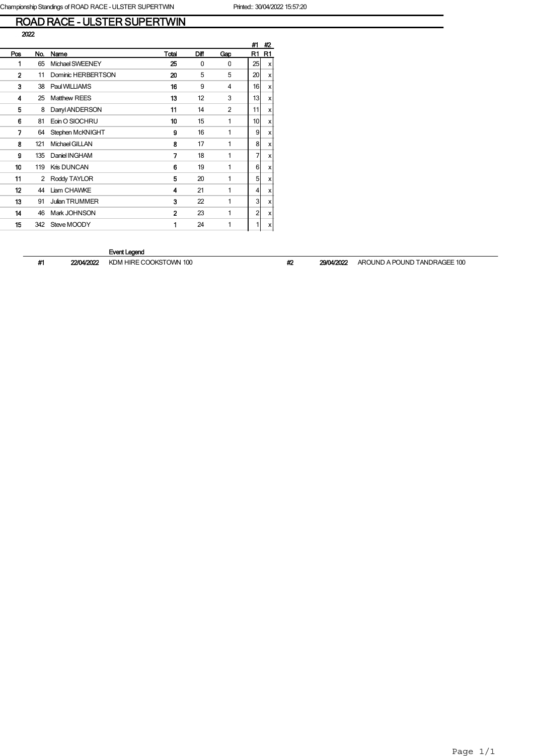Championship Standings of ROAD RACE - ULSTER SUPERTWIN

Printed:: 30/04/2022 15:57:20

# ROAD RACE - ULSTER SUPERTWIN

2022

| Pos | No. | Name | Total | Diff | Gap | #1 R1 | #2 R1 |
|---|---|---|---|---|---|---|---|
| 1 | 65 | Michael SWEENEY | 25 | 0 | 0 | 25 | x |
| 2 | 11 | Dominic HERBERTSON | 20 | 5 | 5 | 20 | x |
| 3 | 38 | Paul WILLIAMS | 16 | 9 | 4 | 16 | x |
| 4 | 25 | Matthew REES | 13 | 12 | 3 | 13 | x |
| 5 | 8 | Darryl ANDERSON | 11 | 14 | 2 | 11 | x |
| 6 | 81 | Eoin O SIOCHRU | 10 | 15 | 1 | 10 | x |
| 7 | 64 | Stephen McKNIGHT | 9 | 16 | 1 | 9 | x |
| 8 | 121 | Michael GILLAN | 8 | 17 | 1 | 8 | x |
| 9 | 135 | Daniel INGHAM | 7 | 18 | 1 | 7 | x |
| 10 | 119 | Kris DUNCAN | 6 | 19 | 1 | 6 | x |
| 11 | 2 | Roddy TAYLOR | 5 | 20 | 1 | 5 | x |
| 12 | 44 | Liam CHAWKE | 4 | 21 | 1 | 4 | x |
| 13 | 91 | Julian TRUMMER | 3 | 22 | 1 | 3 | x |
| 14 | 46 | Mark JOHNSON | 2 | 23 | 1 | 2 | x |
| 15 | 342 | Steve MOODY | 1 | 24 | 1 | 1 | x |

Event Legend

| # | Date | Event |
|---|---|---|
| #1 | 22/04/2022 | KDM HIRE COOKSTOWN 100 |
| #2 | 29/04/2022 | AROUND A POUND TANDRAGEE 100 |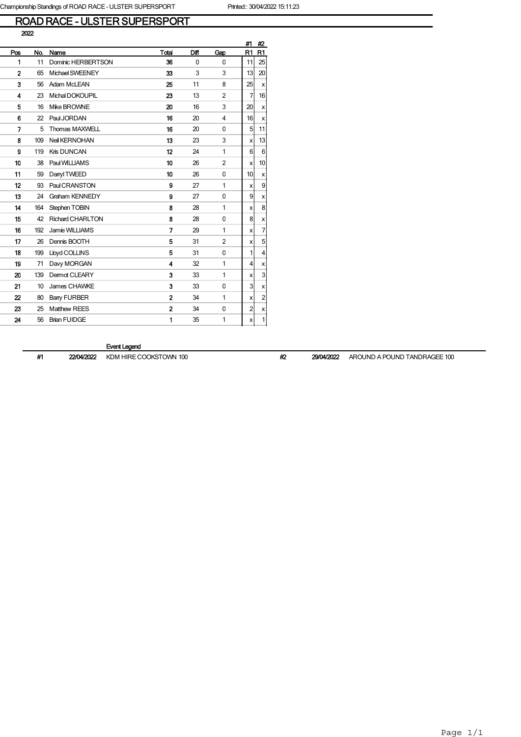Championship Standings of ROAD RACE - ULSTER SUPERSPORT    Printed:: 30/04/2022 15:11:23

# ROAD RACE - ULSTER SUPERSPORT

2022

| Pos | No. | Name | Total | Diff | Gap | #1 R1 | #2 R1 |
|---|---|---|---|---|---|---|---|
| 1 | 11 | Dominic HERBERTSON | 36 | 0 | 0 | 11 | 25 |
| 2 | 65 | Michael SWEENEY | 33 | 3 | 3 | 13 | 20 |
| 3 | 56 | Adam McLEAN | 25 | 11 | 8 | 25 | x |
| 4 | 23 | Michal DOKOUPIL | 23 | 13 | 2 | 7 | 16 |
| 5 | 16 | Mike BROWNE | 20 | 16 | 3 | 20 | x |
| 6 | 22 | Paul JORDAN | 16 | 20 | 4 | 16 | x |
| 7 | 5 | Thomas MAXWELL | 16 | 20 | 0 | 5 | 11 |
| 8 | 109 | Neil KERNOHAN | 13 | 23 | 3 | x | 13 |
| 9 | 119 | Kris DUNCAN | 12 | 24 | 1 | 6 | 6 |
| 10 | 38 | Paul WILLIAMS | 10 | 26 | 2 | x | 10 |
| 11 | 59 | Darryl TWEED | 10 | 26 | 0 | 10 | x |
| 12 | 93 | Paul CRANSTON | 9 | 27 | 1 | x | 9 |
| 13 | 24 | Graham KENNEDY | 9 | 27 | 0 | 9 | x |
| 14 | 164 | Stephen TOBIN | 8 | 28 | 1 | x | 8 |
| 15 | 42 | Richard CHARLTON | 8 | 28 | 0 | 8 | x |
| 16 | 192 | Jamie WILLIAMS | 7 | 29 | 1 | x | 7 |
| 17 | 26 | Dennis BOOTH | 5 | 31 | 2 | x | 5 |
| 18 | 199 | Lloyd COLLINS | 5 | 31 | 0 | 1 | 4 |
| 19 | 71 | Davy MORGAN | 4 | 32 | 1 | 4 | x |
| 20 | 139 | Dermot CLEARY | 3 | 33 | 1 | x | 3 |
| 21 | 10 | James CHAWKE | 3 | 33 | 0 | 3 | x |
| 22 | 80 | Barry FURBER | 2 | 34 | 1 | x | 2 |
| 23 | 25 | Matthew REES | 2 | 34 | 0 | 2 | x |
| 24 | 56 | Brian FUIDGE | 1 | 35 | 1 | x | 1 |

**Event Legend**

| # | Date | Event |
|---|---|---|
| #1 | 22/04/2022 | KDM HIRE COOKSTOWN 100 |
| #2 | 29/04/2022 | AROUND A POUND TANDRAGEE 100 |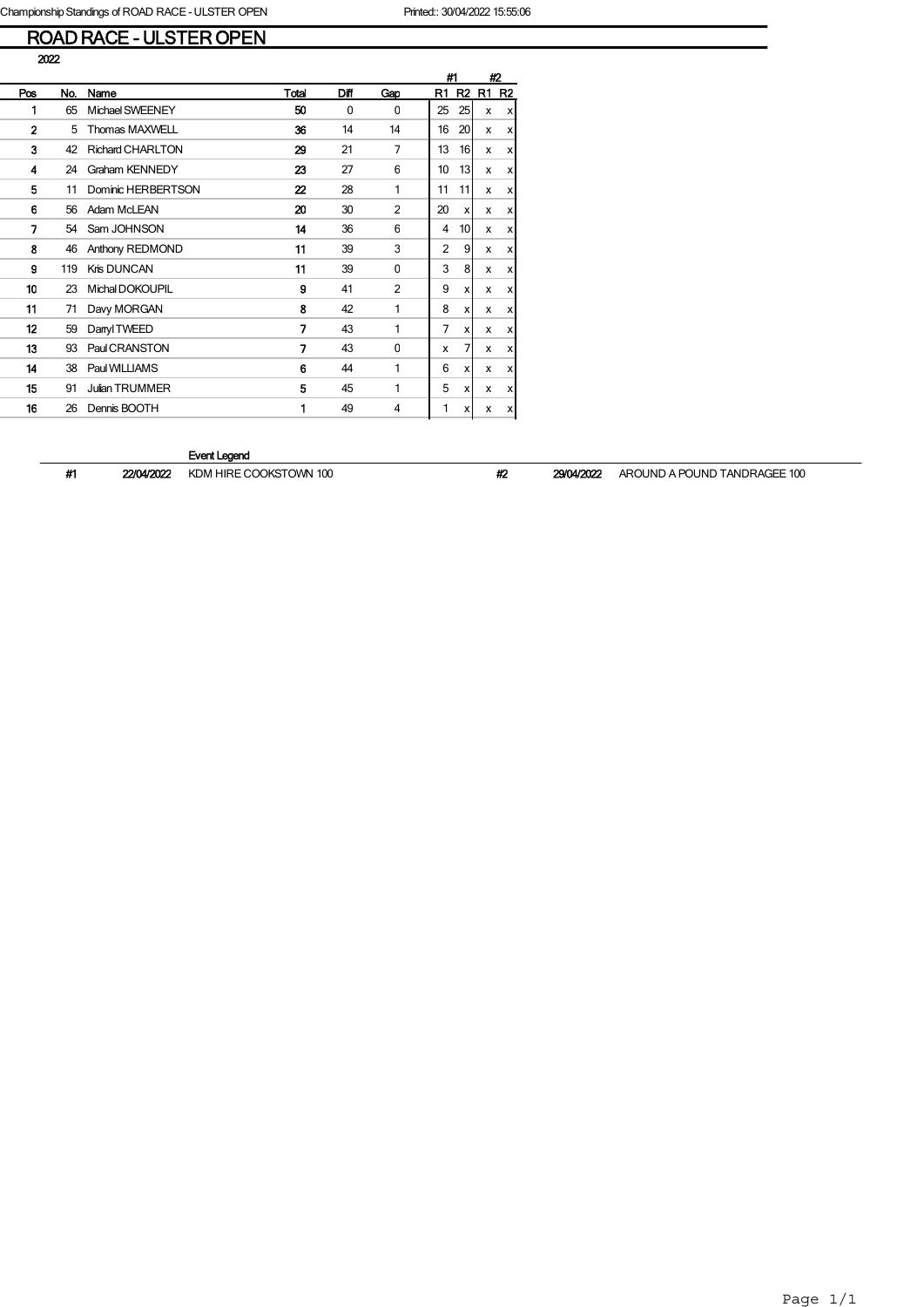# ROAD RACE - ULSTER OPEN

2022

| Pos | No. | Name | Total | Diff | Gap | #1 R1 | #1 R2 | #2 R1 | #2 R2 |
|---|---|---|---|---|---|---|---|---|---|
| 1 | 65 | Michael SWEENEY | **50** | 0 | 0 | 25 | 25 | x | x |
| 2 | 5 | Thomas MAXWELL | **36** | 14 | 14 | 16 | 20 | x | x |
| 3 | 42 | Richard CHARLTON | **29** | 21 | 7 | 13 | 16 | x | x |
| 4 | 24 | Graham KENNEDY | **23** | 27 | 6 | 10 | 13 | x | x |
| 5 | 11 | Dominic HERBERTSON | **22** | 28 | 1 | 11 | 11 | x | x |
| 6 | 56 | Adam McLEAN | **20** | 30 | 2 | 20 | x | x | x |
| 7 | 54 | Sam JOHNSON | **14** | 36 | 6 | 4 | 10 | x | x |
| 8 | 46 | Anthony REDMOND | **11** | 39 | 3 | 2 | 9 | x | x |
| 9 | 119 | Kris DUNCAN | **11** | 39 | 0 | 3 | 8 | x | x |
| 10 | 23 | Michal DOKOUPIL | **9** | 41 | 2 | 9 | x | x | x |
| 11 | 71 | Davy MORGAN | **8** | 42 | 1 | 8 | x | x | x |
| 12 | 59 | Darryl TWEED | **7** | 43 | 1 | 7 | x | x | x |
| 13 | 93 | Paul CRANSTON | **7** | 43 | 0 | x | 7 | x | x |
| 14 | 38 | Paul WILLIAMS | **6** | 44 | 1 | 6 | x | x | x |
| 15 | 91 | Julian TRUMMER | **5** | 45 | 1 | 5 | x | x | x |
| 16 | 26 | Dennis BOOTH | **1** | 49 | 4 | 1 | x | x | x |

**Event Legend**

| # | Date | Event |
|---|---|---|
| #1 | 22/04/2022 | KDM HIRE COOKSTOWN 100 |
| #2 | 29/04/2022 | AROUND A POUND TANDRAGEE 100 |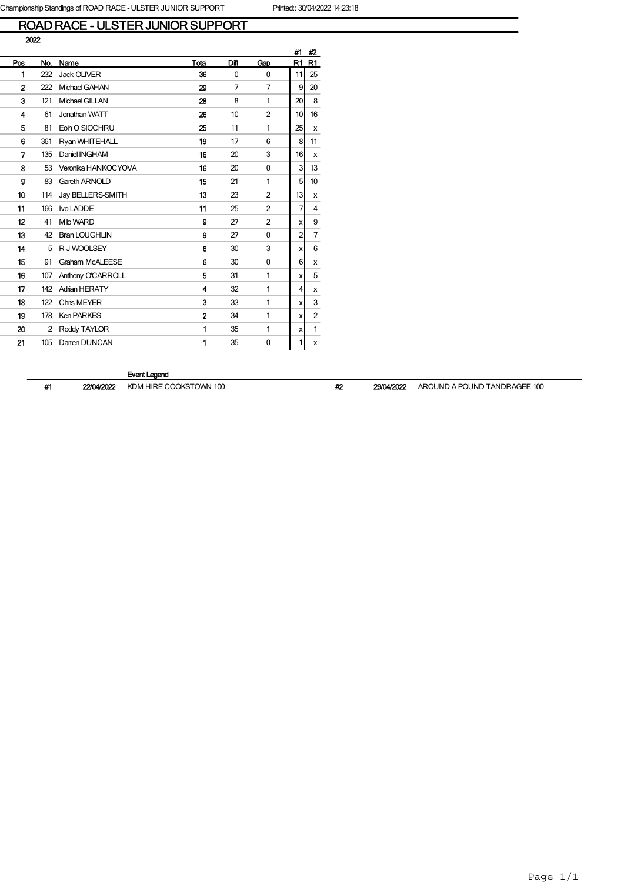# ROAD RACE - ULSTER JUNIOR SUPPORT

2022

| Pos | No. | Name | Total | Diff | Gap | #1 R1 | #2 R1 |
|---|---|---|---|---|---|---|---|
| 1 | 232 | Jack OLIVER | 36 | 0 | 0 | 11 | 25 |
| 2 | 222 | Michael GAHAN | 29 | 7 | 7 | 9 | 20 |
| 3 | 121 | Michael GILLAN | 28 | 8 | 1 | 20 | 8 |
| 4 | 61 | Jonathan WATT | 26 | 10 | 2 | 10 | 16 |
| 5 | 81 | Eoin O SIOCHRU | 25 | 11 | 1 | 25 | x |
| 6 | 361 | Ryan WHITEHALL | 19 | 17 | 6 | 8 | 11 |
| 7 | 135 | Daniel INGHAM | 16 | 20 | 3 | 16 | x |
| 8 | 53 | Veronika HANKOCYOVA | 16 | 20 | 0 | 3 | 13 |
| 9 | 83 | Gareth ARNOLD | 15 | 21 | 1 | 5 | 10 |
| 10 | 114 | Jay BELLERS-SMITH | 13 | 23 | 2 | 13 | x |
| 11 | 166 | Ivo LADDE | 11 | 25 | 2 | 7 | 4 |
| 12 | 41 | Milo WARD | 9 | 27 | 2 | x | 9 |
| 13 | 42 | Brian LOUGHLIN | 9 | 27 | 0 | 2 | 7 |
| 14 | 5 | R J WOOLSEY | 6 | 30 | 3 | x | 6 |
| 15 | 91 | Graham McALEESE | 6 | 30 | 0 | 6 | x |
| 16 | 107 | Anthony O'CARROLL | 5 | 31 | 1 | x | 5 |
| 17 | 142 | Adrian HERATY | 4 | 32 | 1 | 4 | x |
| 18 | 122 | Chris MEYER | 3 | 33 | 1 | x | 3 |
| 19 | 178 | Ken PARKES | 2 | 34 | 1 | x | 2 |
| 20 | 2 | Roddy TAYLOR | 1 | 35 | 1 | x | 1 |
| 21 | 105 | Darren DUNCAN | 1 | 35 | 0 | 1 | x |

**Event Legend**

| # | Date | Event |
|---|---|---|
| #1 | 22/04/2022 | KDM HIRE COOKSTOWN 100 |
| #2 | 29/04/2022 | AROUND A POUND TANDRAGEE 100 |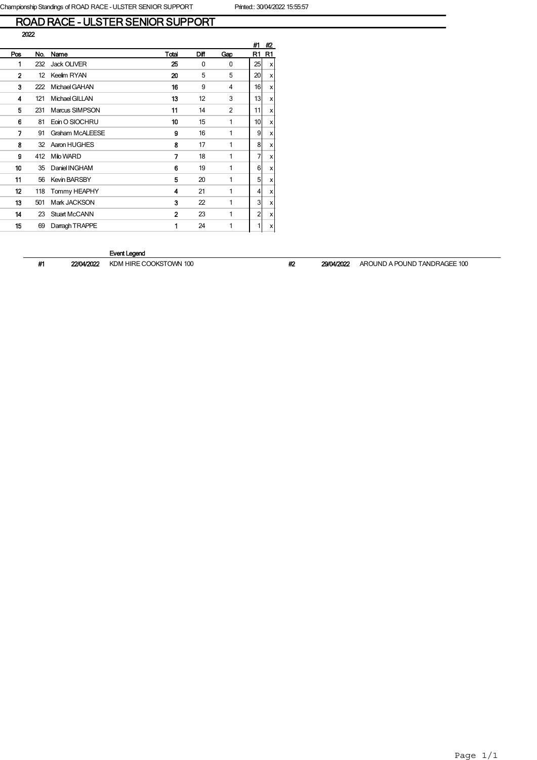# ROAD RACE - ULSTER SENIOR SUPPORT

2022

| Pos | No. | Name | Total | Diff | Gap | #1 R1 | #2 R1 |
|---|---|---|---|---|---|---|---|
| 1 | 232 | Jack OLIVER | 25 | 0 | 0 | 25 | x |
| 2 | 12 | Keelim RYAN | 20 | 5 | 5 | 20 | x |
| 3 | 222 | Michael GAHAN | 16 | 9 | 4 | 16 | x |
| 4 | 121 | Michael GILLAN | 13 | 12 | 3 | 13 | x |
| 5 | 231 | Marcus SIMPSON | 11 | 14 | 2 | 11 | x |
| 6 | 81 | Eoin O SIOCHRU | 10 | 15 | 1 | 10 | x |
| 7 | 91 | Graham McALEESE | 9 | 16 | 1 | 9 | x |
| 8 | 32 | Aaron HUGHES | 8 | 17 | 1 | 8 | x |
| 9 | 412 | Milo WARD | 7 | 18 | 1 | 7 | x |
| 10 | 35 | Daniel INGHAM | 6 | 19 | 1 | 6 | x |
| 11 | 56 | Kevin BARSBY | 5 | 20 | 1 | 5 | x |
| 12 | 118 | Tommy HEAPHY | 4 | 21 | 1 | 4 | x |
| 13 | 501 | Mark JACKSON | 3 | 22 | 1 | 3 | x |
| 14 | 23 | Stuart McCANN | 2 | 23 | 1 | 2 | x |
| 15 | 69 | Darragh TRAPPE | 1 | 24 | 1 | 1 | x |

**Event Legend**

| # | Date | Event |
|---|---|---|
| #1 | 22/04/2022 | KDM HIRE COOKSTOWN 100 |
| #2 | 29/04/2022 | AROUND A POUND TANDRAGEE 100 |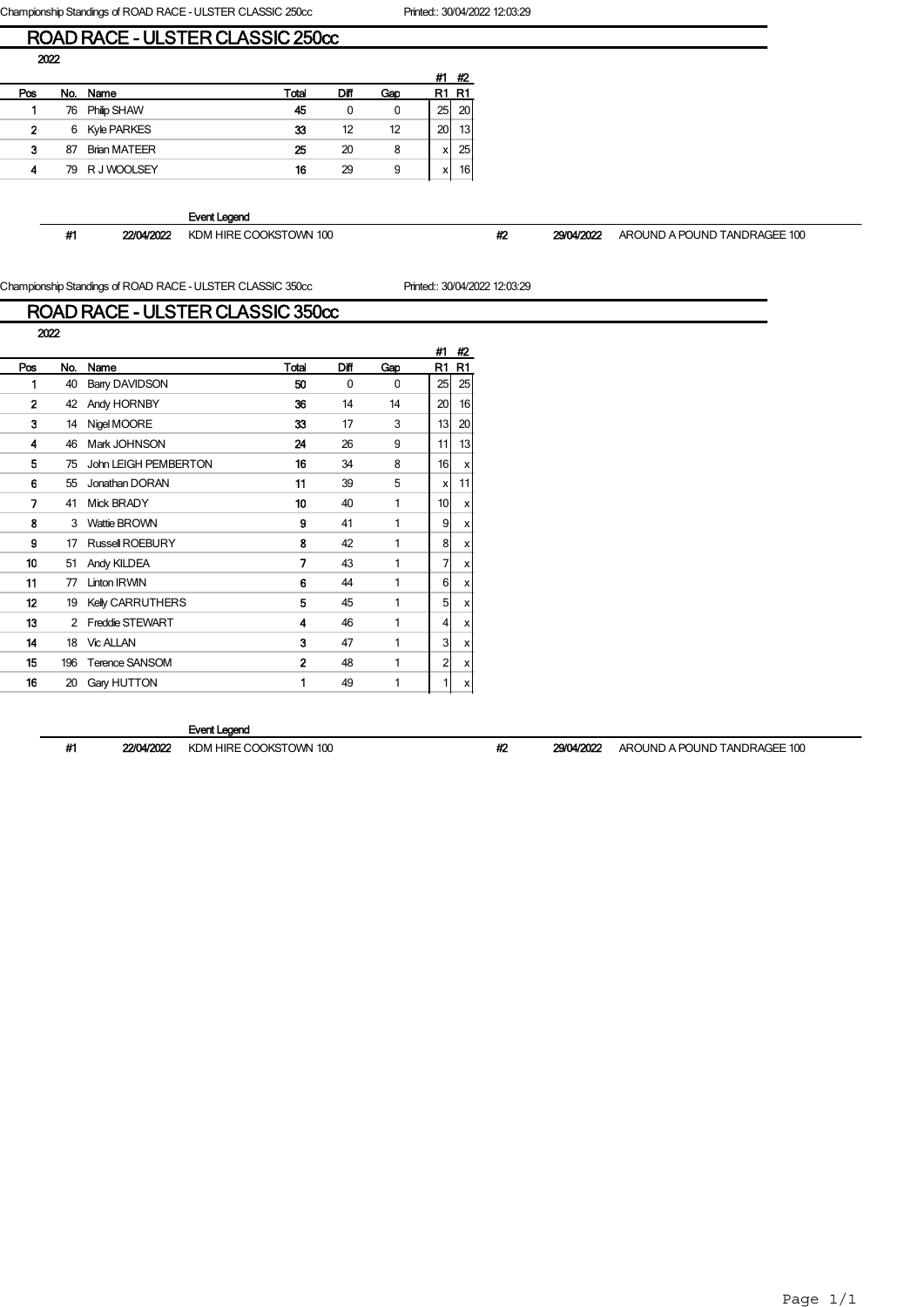Championship Standings of ROAD RACE - ULSTER CLASSIC 250cc        Printed:: 30/04/2022 12:03:29

# ROAD RACE - ULSTER CLASSIC 250cc

2022

| Pos | No. | Name | Total | Diff | Gap | #1 R1 | #2 R1 |
|---|---|---|---|---|---|---|---|
| 1 | 76 | Philip SHAW | 45 | 0 | 0 | 25 | 20 |
| 2 | 6 | Kyle PARKES | 33 | 12 | 12 | 20 | 13 |
| 3 | 87 | Brian MATEER | 25 | 20 | 8 | x | 25 |
| 4 | 79 | R J WOOLSEY | 16 | 29 | 9 | x | 16 |

**Event Legend**

| # | Date | Event | # | Date | Event |
|---|---|---|---|---|---|
| #1 | 22/04/2022 | KDM HIRE COOKSTOWN 100 | #2 | 29/04/2022 | AROUND A POUND TANDRAGEE 100 |

Championship Standings of ROAD RACE - ULSTER CLASSIC 350cc        Printed:: 30/04/2022 12:03:29

# ROAD RACE - ULSTER CLASSIC 350cc

2022

| Pos | No. | Name | Total | Diff | Gap | #1 R1 | #2 R1 |
|---|---|---|---|---|---|---|---|
| 1 | 40 | Barry DAVIDSON | 50 | 0 | 0 | 25 | 25 |
| 2 | 42 | Andy HORNBY | 36 | 14 | 14 | 20 | 16 |
| 3 | 14 | Nigel MOORE | 33 | 17 | 3 | 13 | 20 |
| 4 | 46 | Mark JOHNSON | 24 | 26 | 9 | 11 | 13 |
| 5 | 75 | John LEIGH PEMBERTON | 16 | 34 | 8 | 16 | x |
| 6 | 55 | Jonathan DORAN | 11 | 39 | 5 | x | 11 |
| 7 | 41 | Mick BRADY | 10 | 40 | 1 | 10 | x |
| 8 | 3 | Wattie BROWN | 9 | 41 | 1 | 9 | x |
| 9 | 17 | Russell ROEBURY | 8 | 42 | 1 | 8 | x |
| 10 | 51 | Andy KILDEA | 7 | 43 | 1 | 7 | x |
| 11 | 77 | Linton IRWIN | 6 | 44 | 1 | 6 | x |
| 12 | 19 | Kelly CARRUTHERS | 5 | 45 | 1 | 5 | x |
| 13 | 2 | Freddie STEWART | 4 | 46 | 1 | 4 | x |
| 14 | 18 | Vic ALLAN | 3 | 47 | 1 | 3 | x |
| 15 | 196 | Terence SANSOM | 2 | 48 | 1 | 2 | x |
| 16 | 20 | Gary HUTTON | 1 | 49 | 1 | 1 | x |

**Event Legend**

| # | Date | Event | # | Date | Event |
|---|---|---|---|---|---|
| #1 | 22/04/2022 | KDM HIRE COOKSTOWN 100 | #2 | 29/04/2022 | AROUND A POUND TANDRAGEE 100 |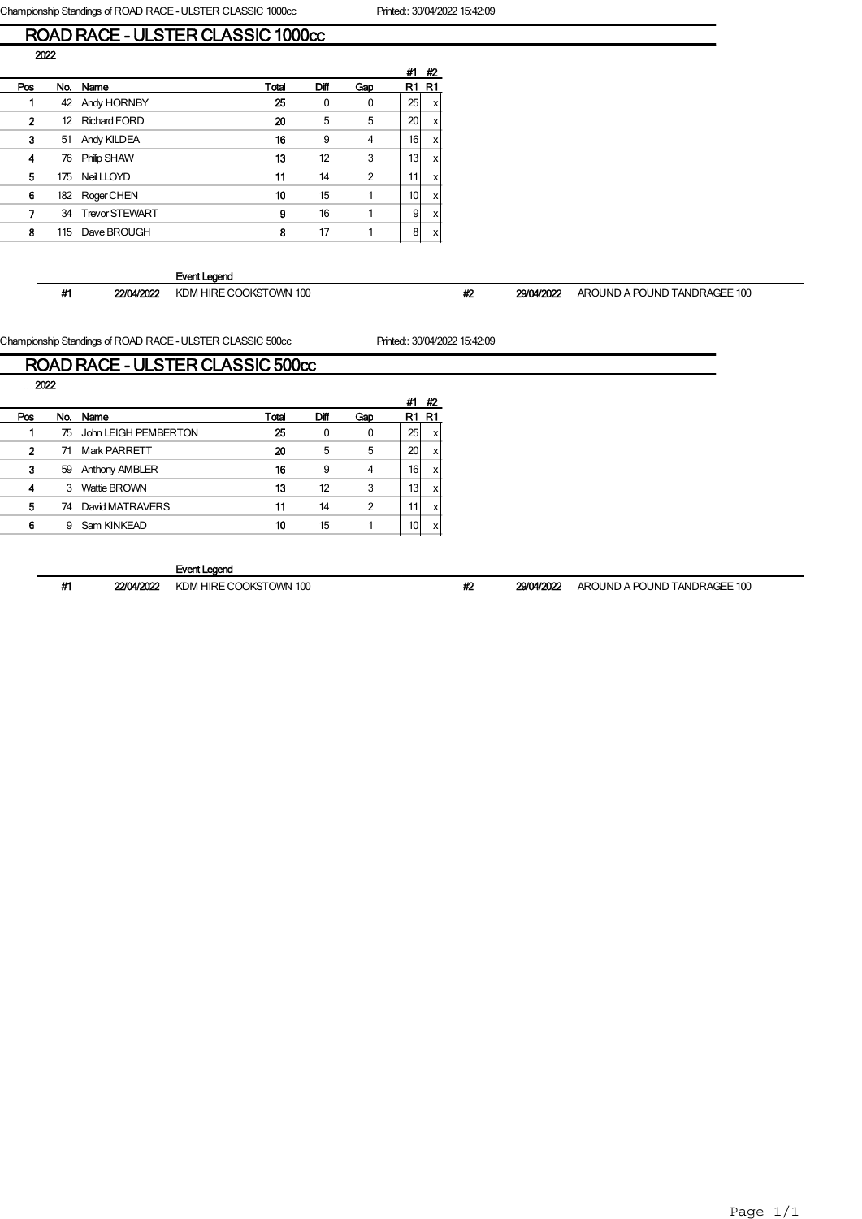## ROAD RACE - ULSTER CLASSIC 1000cc

2022

| Pos | No. | Name | Total | Diff | Gap | #1 R1 | #2 R1 |
|---|---|---|---|---|---|---|---|
| 1 | 42 | Andy HORNBY | 25 | 0 | 0 | 25 | x |
| 2 | 12 | Richard FORD | 20 | 5 | 5 | 20 | x |
| 3 | 51 | Andy KILDEA | 16 | 9 | 4 | 16 | x |
| 4 | 76 | Philip SHAW | 13 | 12 | 3 | 13 | x |
| 5 | 175 | Neil LLOYD | 11 | 14 | 2 | 11 | x |
| 6 | 182 | Roger CHEN | 10 | 15 | 1 | 10 | x |
| 7 | 34 | Trevor STEWART | 9 | 16 | 1 | 9 | x |
| 8 | 115 | Dave BROUGH | 8 | 17 | 1 | 8 | x |

**Event Legend**

| | | | | | |
|---|---|---|---|---|---|
| #1 | 22/04/2022 | KDM HIRE COOKSTOWN 100 | #2 | 29/04/2022 | AROUND A POUND TANDRAGEE 100 |

Championship Standings of ROAD RACE - ULSTER CLASSIC 500cc Printed:: 30/04/2022 15:42:09

## ROAD RACE - ULSTER CLASSIC 500cc

2022

| Pos | No. | Name | Total | Diff | Gap | #1 R1 | #2 R1 |
|---|---|---|---|---|---|---|---|
| 1 | 75 | John LEIGH PEMBERTON | 25 | 0 | 0 | 25 | x |
| 2 | 71 | Mark PARRETT | 20 | 5 | 5 | 20 | x |
| 3 | 59 | Anthony AMBLER | 16 | 9 | 4 | 16 | x |
| 4 | 3 | Wattie BROWN | 13 | 12 | 3 | 13 | x |
| 5 | 74 | David MATRAVERS | 11 | 14 | 2 | 11 | x |
| 6 | 9 | Sam KINKEAD | 10 | 15 | 1 | 10 | x |

**Event Legend**

| | | | | | |
|---|---|---|---|---|---|
| #1 | 22/04/2022 | KDM HIRE COOKSTOWN 100 | #2 | 29/04/2022 | AROUND A POUND TANDRAGEE 100 |